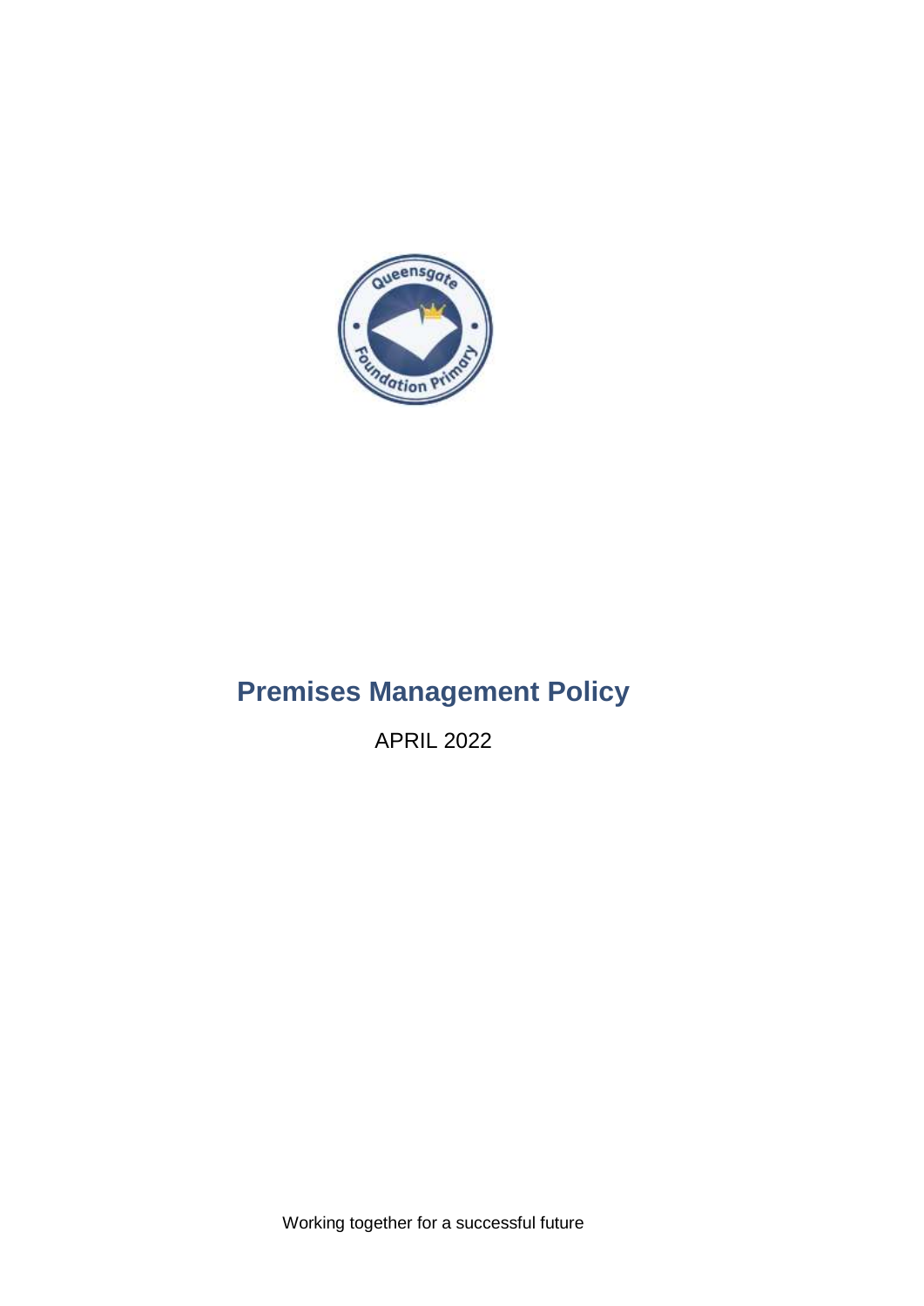# Premises Management Policy

APRIL 2022

Working together for a successful future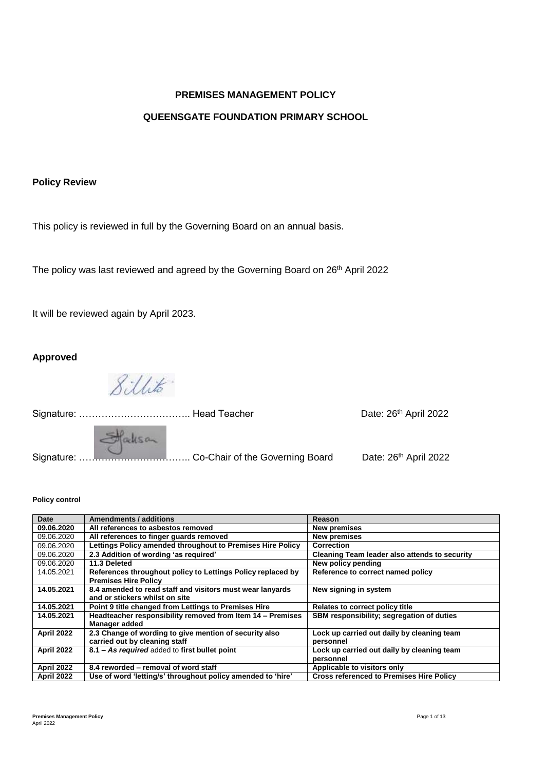**PREMISES MANAGEMENT POLICY**

**QUEENSGATE FOUNDATION PRIMARY SCHOOL**

### Policy Review

This policy is reviewed in full by the Governing Board on an annual basis.

The policy was last reviewed and agreed by the Governing Board on 26th April 2022

It will be reviewed again by April 2023.

### Approved

Signature: …………………………….. Head Teacher Date: 26th April 2022

Signature: …………………………….. Co-Chair of the Governing Board Date: 26th April 2022

**Policy control**

| Date | Amendments / additions | Reason |
|---|---|---|
| **09.06.2020** | **All references to asbestos removed** | **New premises** |
| 09.06.2020 | **All references to finger guards removed** | **New premises** |
| 09.06.2020 | **Lettings Policy amended throughout to Premises Hire Policy** | **Correction** |
| 09.06.2020 | **2.3 Addition of wording 'as required'** | **Cleaning Team leader also attends to security** |
| 09.06.2020 | **11.3 Deleted** | **New policy pending** |
| 14.05.2021 | **References throughout policy to Lettings Policy replaced by Premises Hire Policy** | **Reference to correct named policy** |
| **14.05.2021** | **8.4 amended to read staff and visitors must wear lanyards and or stickers whilst on site** | **New signing in system** |
| **14.05.2021** | **Point 9 title changed from Lettings to Premises Hire** | **Relates to correct policy title** |
| **14.05.2021** | **Headteacher responsibility removed from Item 14 – Premises Manager added** | **SBM responsibility; segregation of duties** |
| **April 2022** | **2.3 Change of wording to give mention of security also carried out by cleaning staff** | **Lock up carried out daily by cleaning team personnel** |
| **April 2022** | **8.1 –** ***As required*** **added to first bullet point** | **Lock up carried out daily by cleaning team personnel** |
| **April 2022** | **8.4 reworded – removal of word staff** | **Applicable to visitors only** |
| **April 2022** | **Use of word 'letting/s' throughout policy amended to 'hire'** | **Cross referenced to Premises Hire Policy** |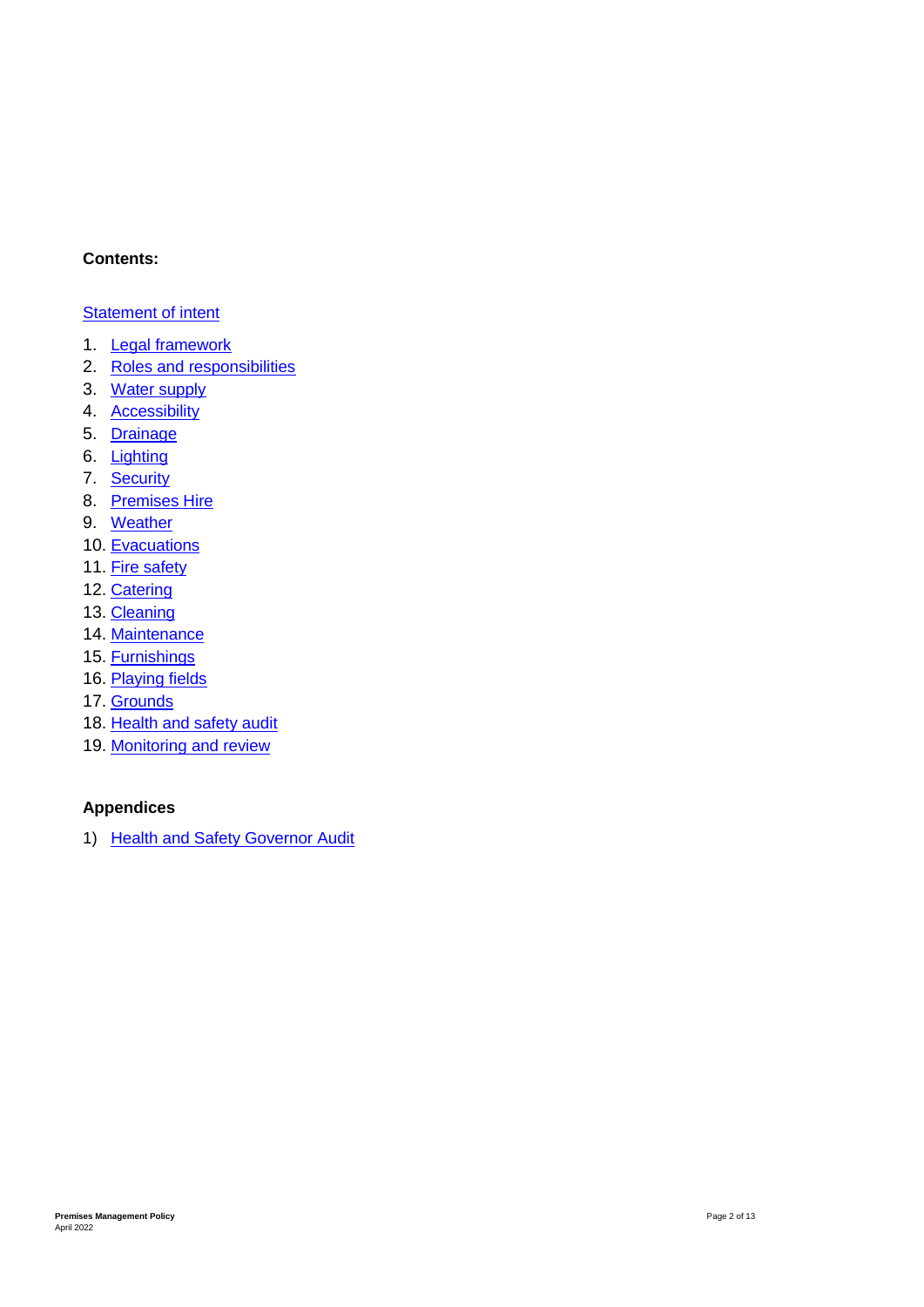**Contents:**

[Statement of intent]

1. [Legal framework]
2. [Roles and responsibilities]
3. [Water supply]
4. [Accessibility]
5. [Drainage]
6. [Lighting]
7. [Security]
8. [Premises Hire]
9. [Weather]
10. [Evacuations]
11. [Fire safety]
12. [Catering]
13. [Cleaning]
14. [Maintenance]
15. [Furnishings]
16. [Playing fields]
17. [Grounds]
18. [Health and safety audit]
19. [Monitoring and review]

**Appendices**

1) [Health and Safety Governor Audit]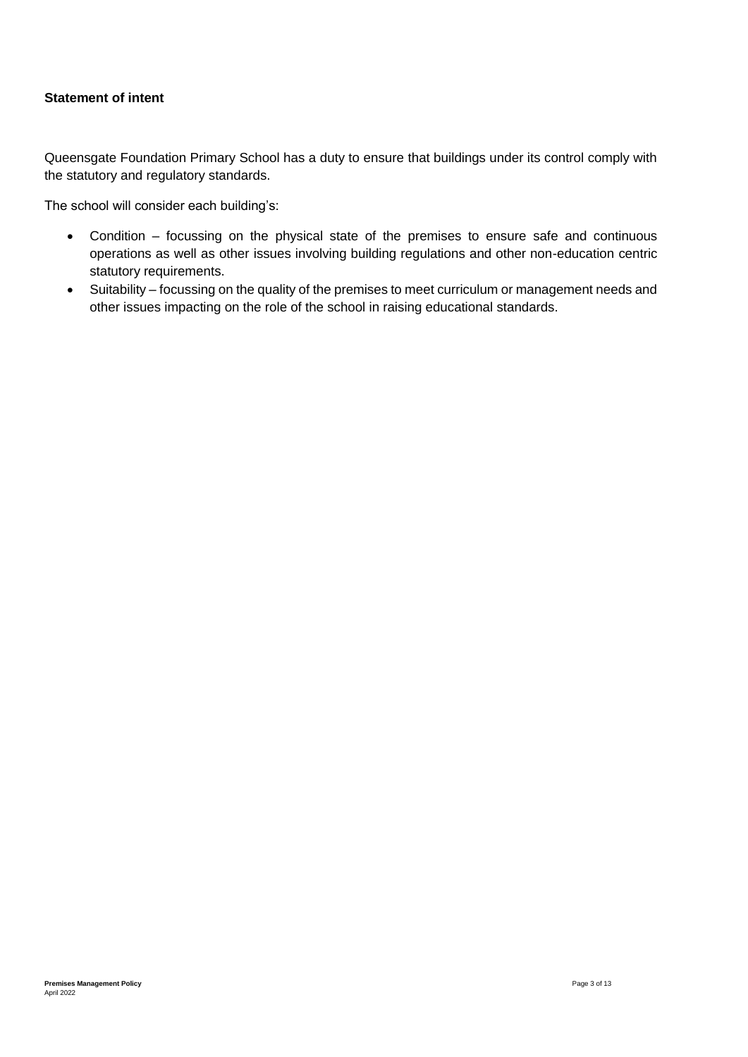**Statement of intent**

Queensgate Foundation Primary School has a duty to ensure that buildings under its control comply with the statutory and regulatory standards.

The school will consider each building's:

- Condition – focussing on the physical state of the premises to ensure safe and continuous operations as well as other issues involving building regulations and other non-education centric statutory requirements.
- Suitability – focussing on the quality of the premises to meet curriculum or management needs and other issues impacting on the role of the school in raising educational standards.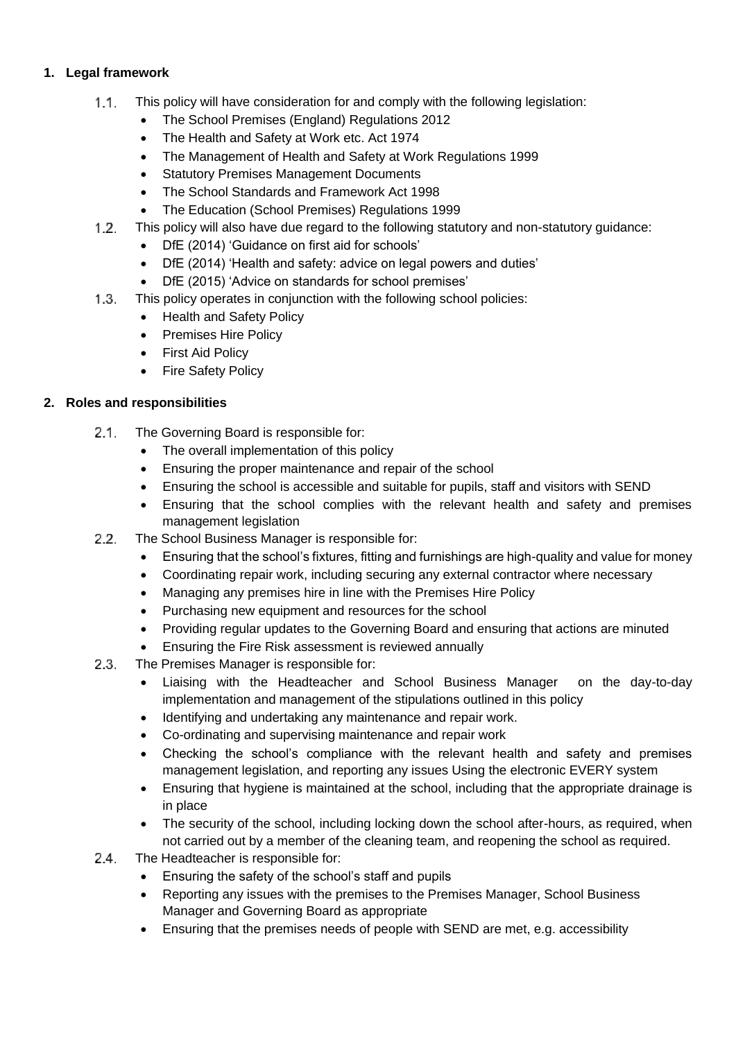## 1. Legal framework

1.1. This policy will have consideration for and comply with the following legislation:

- The School Premises (England) Regulations 2012
- The Health and Safety at Work etc. Act 1974
- The Management of Health and Safety at Work Regulations 1999
- Statutory Premises Management Documents
- The School Standards and Framework Act 1998
- The Education (School Premises) Regulations 1999

1.2. This policy will also have due regard to the following statutory and non-statutory guidance:

- DfE (2014) 'Guidance on first aid for schools'
- DfE (2014) 'Health and safety: advice on legal powers and duties'
- DfE (2015) 'Advice on standards for school premises'

1.3. This policy operates in conjunction with the following school policies:

- Health and Safety Policy
- Premises Hire Policy
- First Aid Policy
- Fire Safety Policy

## 2. Roles and responsibilities

2.1. The Governing Board is responsible for:

- The overall implementation of this policy
- Ensuring the proper maintenance and repair of the school
- Ensuring the school is accessible and suitable for pupils, staff and visitors with SEND
- Ensuring that the school complies with the relevant health and safety and premises management legislation

2.2. The School Business Manager is responsible for:

- Ensuring that the school's fixtures, fitting and furnishings are high-quality and value for money
- Coordinating repair work, including securing any external contractor where necessary
- Managing any premises hire in line with the Premises Hire Policy
- Purchasing new equipment and resources for the school
- Providing regular updates to the Governing Board and ensuring that actions are minuted
- Ensuring the Fire Risk assessment is reviewed annually

2.3. The Premises Manager is responsible for:

- Liaising with the Headteacher and School Business Manager on the day-to-day implementation and management of the stipulations outlined in this policy
- Identifying and undertaking any maintenance and repair work.
- Co-ordinating and supervising maintenance and repair work
- Checking the school's compliance with the relevant health and safety and premises management legislation, and reporting any issues Using the electronic EVERY system
- Ensuring that hygiene is maintained at the school, including that the appropriate drainage is in place
- The security of the school, including locking down the school after-hours, as required, when not carried out by a member of the cleaning team, and reopening the school as required.

2.4. The Headteacher is responsible for:

- Ensuring the safety of the school's staff and pupils
- Reporting any issues with the premises to the Premises Manager, School Business Manager and Governing Board as appropriate
- Ensuring that the premises needs of people with SEND are met, e.g. accessibility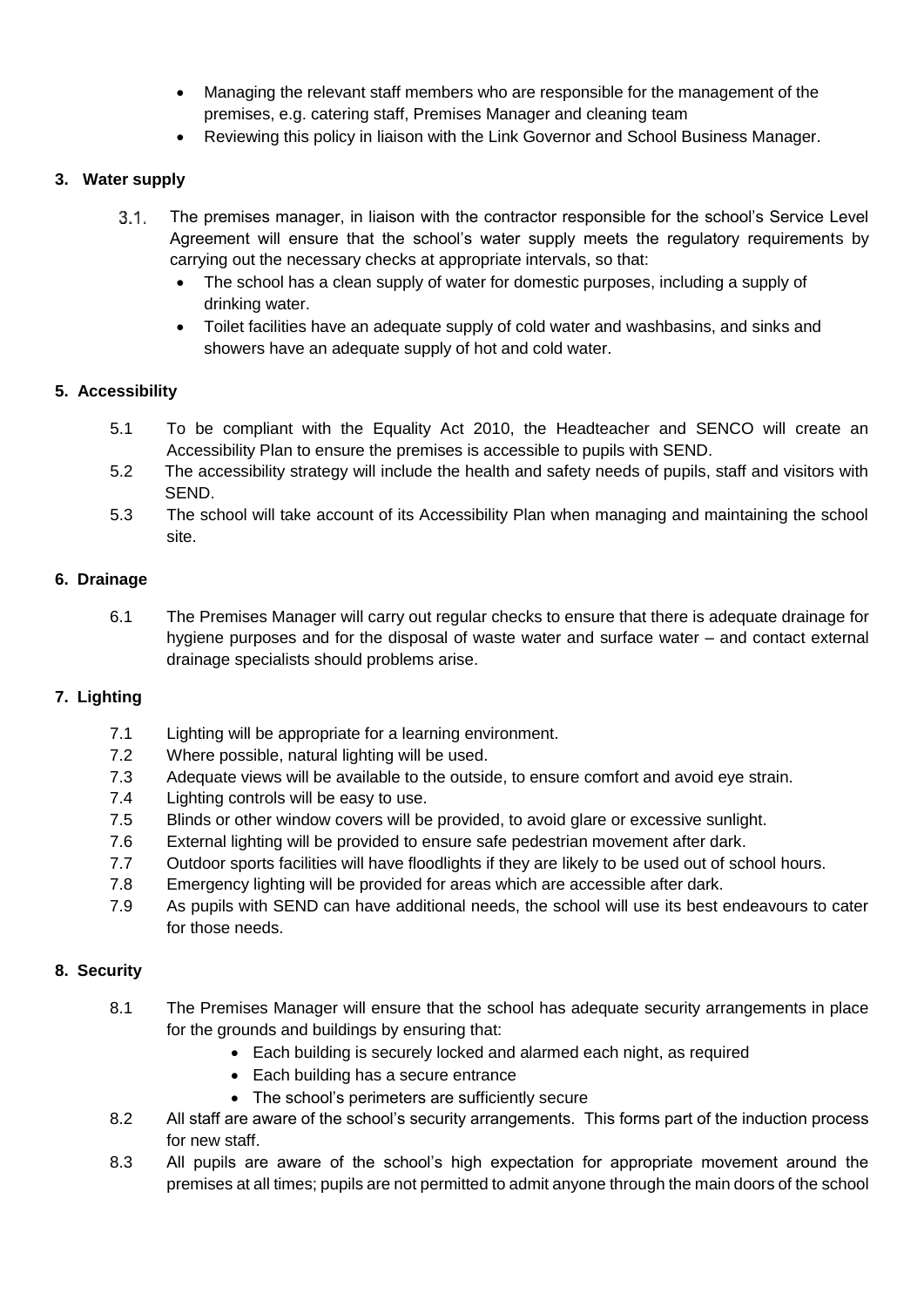- Managing the relevant staff members who are responsible for the management of the premises, e.g. catering staff, Premises Manager and cleaning team
- Reviewing this policy in liaison with the Link Governor and School Business Manager.

## 3. Water supply

3.1. The premises manager, in liaison with the contractor responsible for the school's Service Level Agreement will ensure that the school's water supply meets the regulatory requirements by carrying out the necessary checks at appropriate intervals, so that:

- The school has a clean supply of water for domestic purposes, including a supply of drinking water.
- Toilet facilities have an adequate supply of cold water and washbasins, and sinks and showers have an adequate supply of hot and cold water.

## 5. Accessibility

5.1 To be compliant with the Equality Act 2010, the Headteacher and SENCO will create an Accessibility Plan to ensure the premises is accessible to pupils with SEND.

5.2 The accessibility strategy will include the health and safety needs of pupils, staff and visitors with SEND.

5.3 The school will take account of its Accessibility Plan when managing and maintaining the school site.

## 6. Drainage

6.1 The Premises Manager will carry out regular checks to ensure that there is adequate drainage for hygiene purposes and for the disposal of waste water and surface water – and contact external drainage specialists should problems arise.

## 7. Lighting

7.1 Lighting will be appropriate for a learning environment.

7.2 Where possible, natural lighting will be used.

7.3 Adequate views will be available to the outside, to ensure comfort and avoid eye strain.

7.4 Lighting controls will be easy to use.

7.5 Blinds or other window covers will be provided, to avoid glare or excessive sunlight.

7.6 External lighting will be provided to ensure safe pedestrian movement after dark.

7.7 Outdoor sports facilities will have floodlights if they are likely to be used out of school hours.

7.8 Emergency lighting will be provided for areas which are accessible after dark.

7.9 As pupils with SEND can have additional needs, the school will use its best endeavours to cater for those needs.

## 8. Security

8.1 The Premises Manager will ensure that the school has adequate security arrangements in place for the grounds and buildings by ensuring that:

- Each building is securely locked and alarmed each night, as required
- Each building has a secure entrance
- The school's perimeters are sufficiently secure

8.2 All staff are aware of the school's security arrangements. This forms part of the induction process for new staff.

8.3 All pupils are aware of the school's high expectation for appropriate movement around the premises at all times; pupils are not permitted to admit anyone through the main doors of the school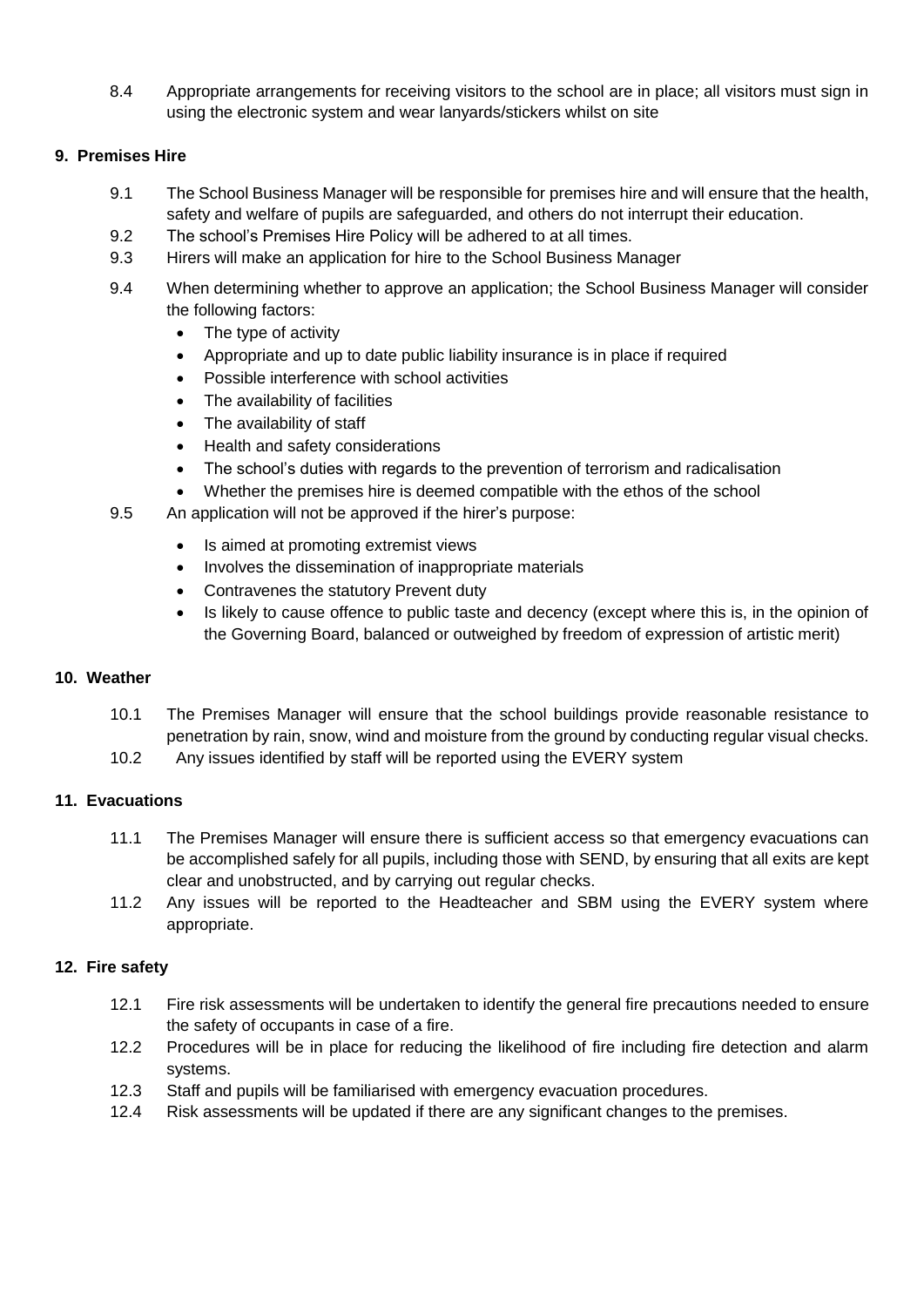8.4 Appropriate arrangements for receiving visitors to the school are in place; all visitors must sign in using the electronic system and wear lanyards/stickers whilst on site

## 9. Premises Hire

9.1 The School Business Manager will be responsible for premises hire and will ensure that the health, safety and welfare of pupils are safeguarded, and others do not interrupt their education.

9.2 The school's Premises Hire Policy will be adhered to at all times.

9.3 Hirers will make an application for hire to the School Business Manager

9.4 When determining whether to approve an application; the School Business Manager will consider the following factors:

- The type of activity
- Appropriate and up to date public liability insurance is in place if required
- Possible interference with school activities
- The availability of facilities
- The availability of staff
- Health and safety considerations
- The school's duties with regards to the prevention of terrorism and radicalisation
- Whether the premises hire is deemed compatible with the ethos of the school

9.5 An application will not be approved if the hirer's purpose:

- Is aimed at promoting extremist views
- Involves the dissemination of inappropriate materials
- Contravenes the statutory Prevent duty
- Is likely to cause offence to public taste and decency (except where this is, in the opinion of the Governing Board, balanced or outweighed by freedom of expression of artistic merit)

## 10. Weather

10.1 The Premises Manager will ensure that the school buildings provide reasonable resistance to penetration by rain, snow, wind and moisture from the ground by conducting regular visual checks.

10.2 Any issues identified by staff will be reported using the EVERY system

## 11. Evacuations

11.1 The Premises Manager will ensure there is sufficient access so that emergency evacuations can be accomplished safely for all pupils, including those with SEND, by ensuring that all exits are kept clear and unobstructed, and by carrying out regular checks.

11.2 Any issues will be reported to the Headteacher and SBM using the EVERY system where appropriate.

## 12. Fire safety

12.1 Fire risk assessments will be undertaken to identify the general fire precautions needed to ensure the safety of occupants in case of a fire.

12.2 Procedures will be in place for reducing the likelihood of fire including fire detection and alarm systems.

12.3 Staff and pupils will be familiarised with emergency evacuation procedures.

12.4 Risk assessments will be updated if there are any significant changes to the premises.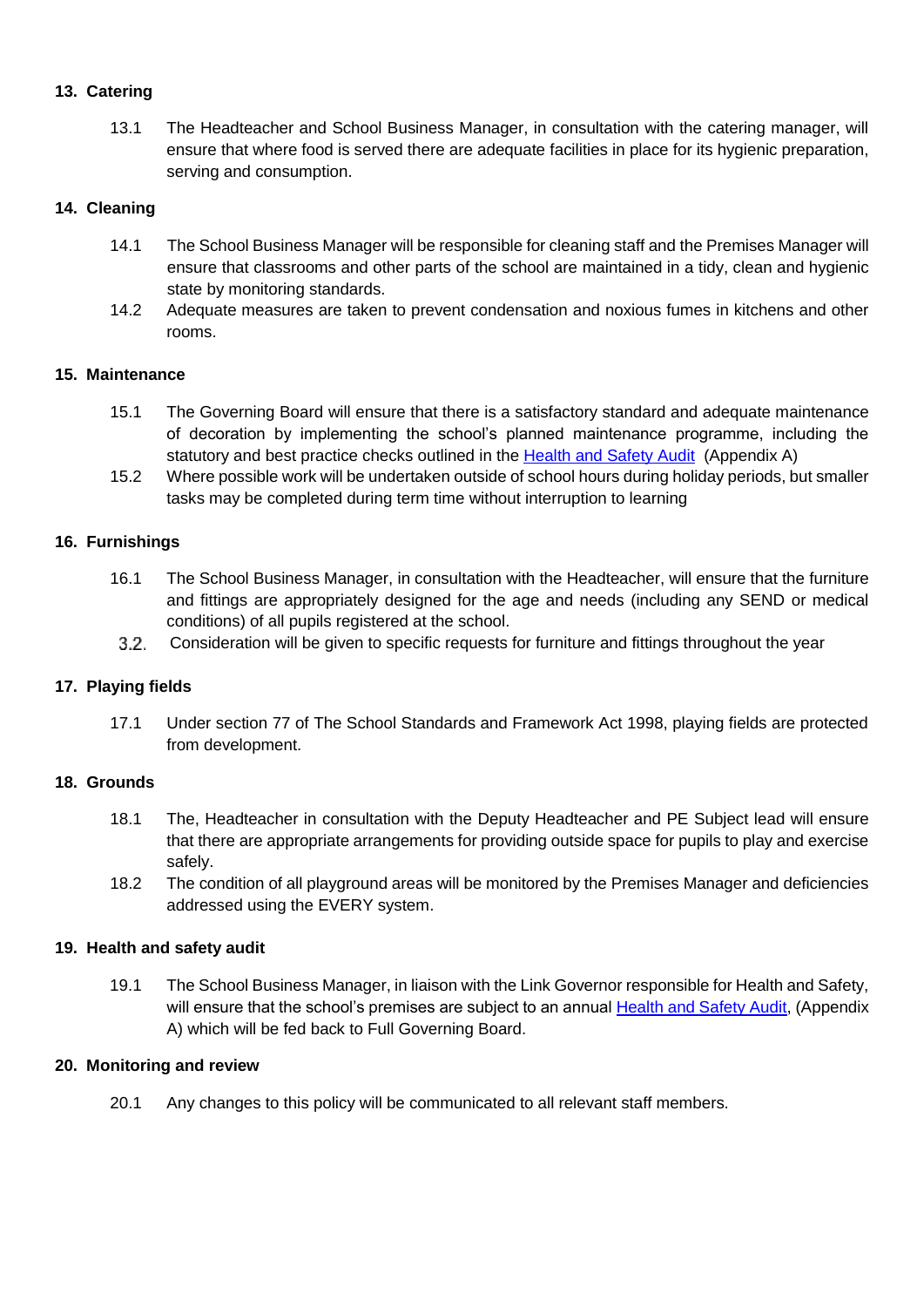## 13. Catering

13.1 The Headteacher and School Business Manager, in consultation with the catering manager, will ensure that where food is served there are adequate facilities in place for its hygienic preparation, serving and consumption.

## 14. Cleaning

14.1 The School Business Manager will be responsible for cleaning staff and the Premises Manager will ensure that classrooms and other parts of the school are maintained in a tidy, clean and hygienic state by monitoring standards.

14.2 Adequate measures are taken to prevent condensation and noxious fumes in kitchens and other rooms.

## 15. Maintenance

15.1 The Governing Board will ensure that there is a satisfactory standard and adequate maintenance of decoration by implementing the school's planned maintenance programme, including the statutory and best practice checks outlined in the Health and Safety Audit (Appendix A)

15.2 Where possible work will be undertaken outside of school hours during holiday periods, but smaller tasks may be completed during term time without interruption to learning

## 16. Furnishings

16.1 The School Business Manager, in consultation with the Headteacher, will ensure that the furniture and fittings are appropriately designed for the age and needs (including any SEND or medical conditions) of all pupils registered at the school.

3.2. Consideration will be given to specific requests for furniture and fittings throughout the year

## 17. Playing fields

17.1 Under section 77 of The School Standards and Framework Act 1998, playing fields are protected from development.

## 18. Grounds

18.1 The, Headteacher in consultation with the Deputy Headteacher and PE Subject lead will ensure that there are appropriate arrangements for providing outside space for pupils to play and exercise safely.

18.2 The condition of all playground areas will be monitored by the Premises Manager and deficiencies addressed using the EVERY system.

## 19. Health and safety audit

19.1 The School Business Manager, in liaison with the Link Governor responsible for Health and Safety, will ensure that the school's premises are subject to an annual Health and Safety Audit, (Appendix A) which will be fed back to Full Governing Board.

## 20. Monitoring and review

20.1 Any changes to this policy will be communicated to all relevant staff members.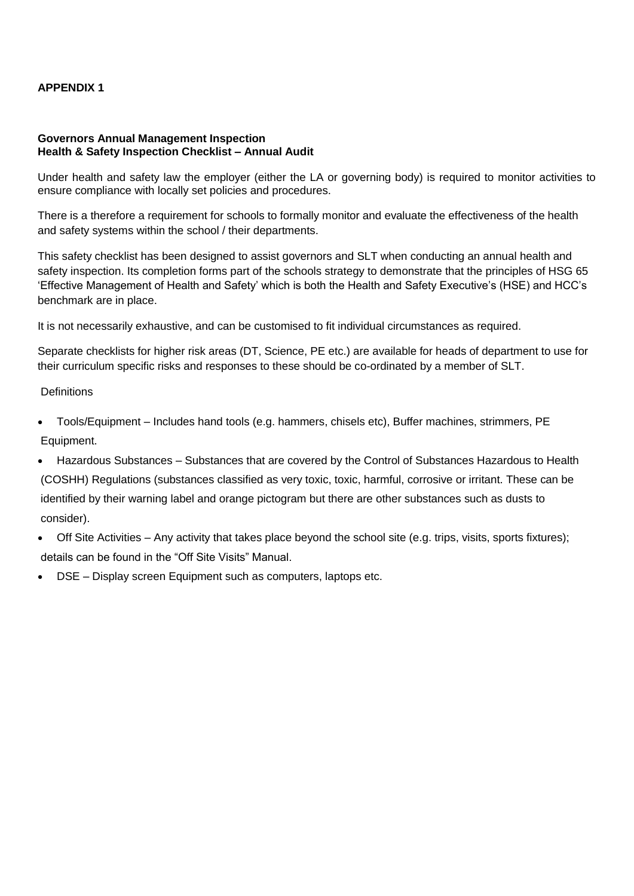**APPENDIX 1**

**Governors Annual Management Inspection**
**Health & Safety Inspection Checklist – Annual Audit**

Under health and safety law the employer (either the LA or governing body) is required to monitor activities to ensure compliance with locally set policies and procedures.

There is a therefore a requirement for schools to formally monitor and evaluate the effectiveness of the health and safety systems within the school / their departments.

This safety checklist has been designed to assist governors and SLT when conducting an annual health and safety inspection. Its completion forms part of the schools strategy to demonstrate that the principles of HSG 65 'Effective Management of Health and Safety' which is both the Health and Safety Executive's (HSE) and HCC's benchmark are in place.

It is not necessarily exhaustive, and can be customised to fit individual circumstances as required.

Separate checklists for higher risk areas (DT, Science, PE etc.) are available for heads of department to use for their curriculum specific risks and responses to these should be co-ordinated by a member of SLT.

Definitions

- Tools/Equipment – Includes hand tools (e.g. hammers, chisels etc), Buffer machines, strimmers, PE Equipment.
- Hazardous Substances – Substances that are covered by the Control of Substances Hazardous to Health (COSHH) Regulations (substances classified as very toxic, toxic, harmful, corrosive or irritant. These can be identified by their warning label and orange pictogram but there are other substances such as dusts to consider).
- Off Site Activities – Any activity that takes place beyond the school site (e.g. trips, visits, sports fixtures); details can be found in the "Off Site Visits" Manual.
- DSE – Display screen Equipment such as computers, laptops etc.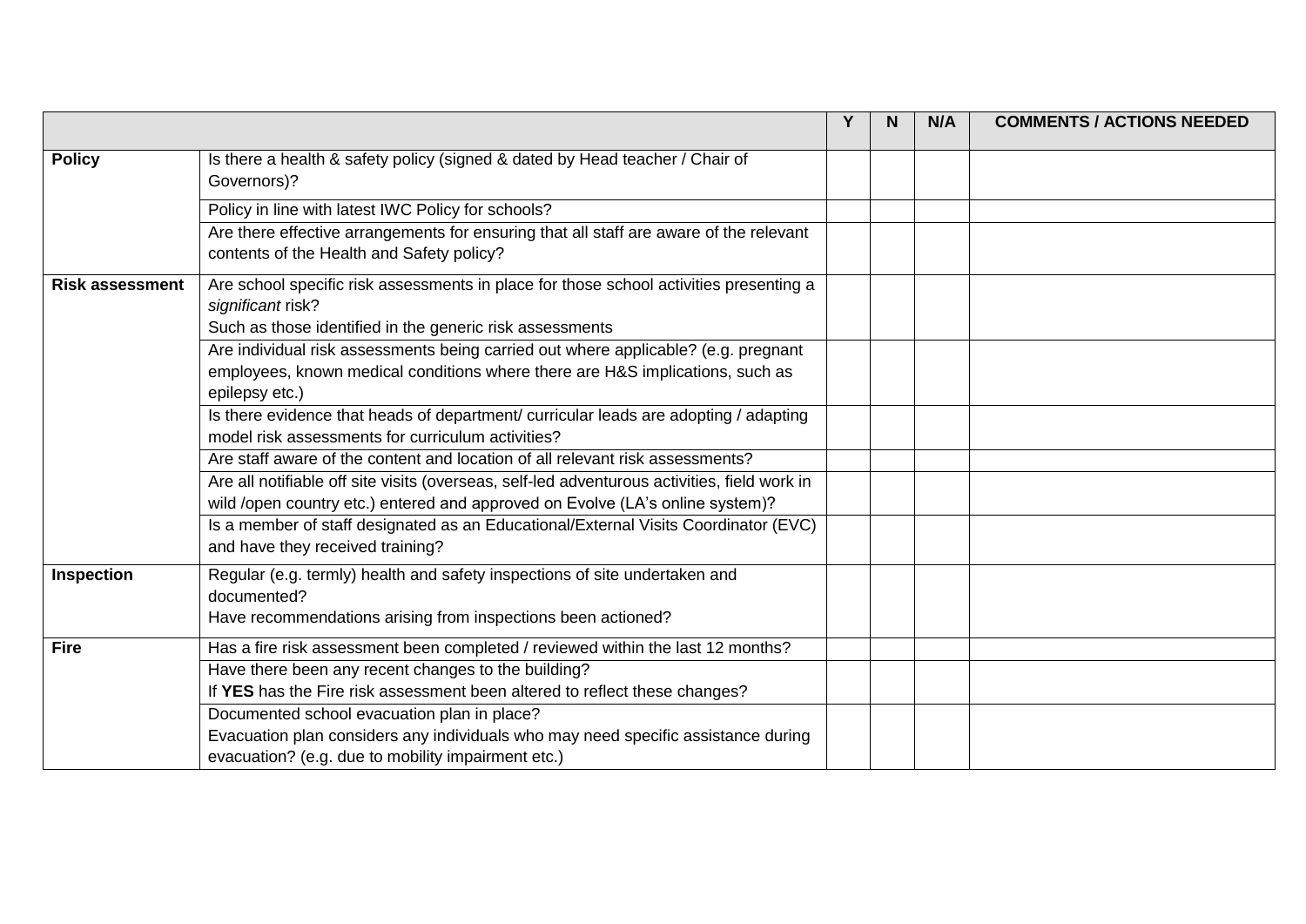| | | Y | N | N/A | COMMENTS / ACTIONS NEEDED |
|---|---|---|---|---|---|
| **Policy** | Is there a health & safety policy (signed & dated by Head teacher / Chair of Governors)? | | | | |
| | Policy in line with latest IWC Policy for schools? | | | | |
| | Are there effective arrangements for ensuring that all staff are aware of the relevant contents of the Health and Safety policy? | | | | |
| **Risk assessment** | Are school specific risk assessments in place for those school activities presenting a *significant* risk?<br>Such as those identified in the generic risk assessments | | | | |
| | Are individual risk assessments being carried out where applicable? (e.g. pregnant employees, known medical conditions where there are H&S implications, such as epilepsy etc.) | | | | |
| | Is there evidence that heads of department/ curricular leads are adopting / adapting model risk assessments for curriculum activities? | | | | |
| | Are staff aware of the content and location of all relevant risk assessments? | | | | |
| | Are all notifiable off site visits (overseas, self-led adventurous activities, field work in wild /open country etc.) entered and approved on Evolve (LA's online system)? | | | | |
| | Is a member of staff designated as an Educational/External Visits Coordinator (EVC) and have they received training? | | | | |
| **Inspection** | Regular (e.g. termly) health and safety inspections of site undertaken and documented?<br>Have recommendations arising from inspections been actioned? | | | | |
| **Fire** | Has a fire risk assessment been completed / reviewed within the last 12 months? | | | | |
| | Have there been any recent changes to the building?<br>If **YES** has the Fire risk assessment been altered to reflect these changes? | | | | |
| | Documented school evacuation plan in place?<br>Evacuation plan considers any individuals who may need specific assistance during evacuation? (e.g. due to mobility impairment etc.) | | | | |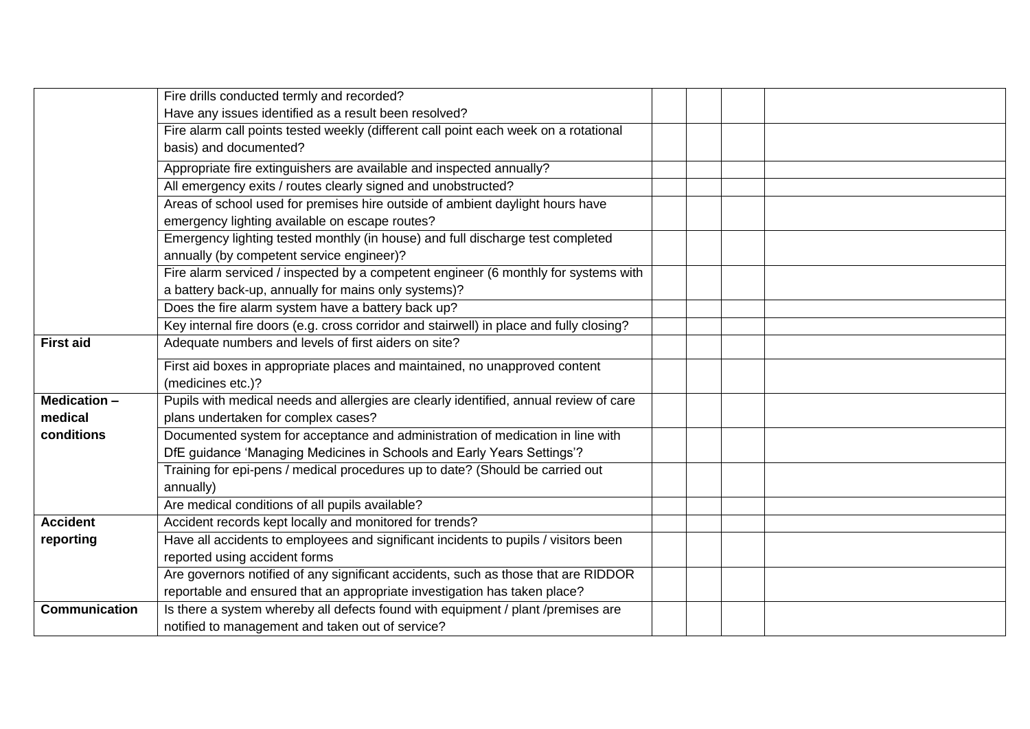| | | | | | |
|---|---|---|---|---|---|
| | Fire drills conducted termly and recorded?<br>Have any issues identified as a result been resolved? | | | | |
| | Fire alarm call points tested weekly (different call point each week on a rotational basis) and documented? | | | | |
| | Appropriate fire extinguishers are available and inspected annually? | | | | |
| | All emergency exits / routes clearly signed and unobstructed? | | | | |
| | Areas of school used for premises hire outside of ambient daylight hours have emergency lighting available on escape routes? | | | | |
| | Emergency lighting tested monthly (in house) and full discharge test completed annually (by competent service engineer)? | | | | |
| | Fire alarm serviced / inspected by a competent engineer (6 monthly for systems with a battery back-up, annually for mains only systems)? | | | | |
| | Does the fire alarm system have a battery back up? | | | | |
| | Key internal fire doors (e.g. cross corridor and stairwell) in place and fully closing? | | | | |
| **First aid** | Adequate numbers and levels of first aiders on site? | | | | |
| | First aid boxes in appropriate places and maintained, no unapproved content (medicines etc.)? | | | | |
| **Medication – medical conditions** | Pupils with medical needs and allergies are clearly identified, annual review of care plans undertaken for complex cases? | | | | |
| | Documented system for acceptance and administration of medication in line with DfE guidance 'Managing Medicines in Schools and Early Years Settings'? | | | | |
| | Training for epi-pens / medical procedures up to date? (Should be carried out annually) | | | | |
| | Are medical conditions of all pupils available? | | | | |
| **Accident reporting** | Accident records kept locally and monitored for trends? | | | | |
| | Have all accidents to employees and significant incidents to pupils / visitors been reported using accident forms | | | | |
| | Are governors notified of any significant accidents, such as those that are RIDDOR reportable and ensured that an appropriate investigation has taken place? | | | | |
| **Communication** | Is there a system whereby all defects found with equipment / plant /premises are notified to management and taken out of service? | | | | |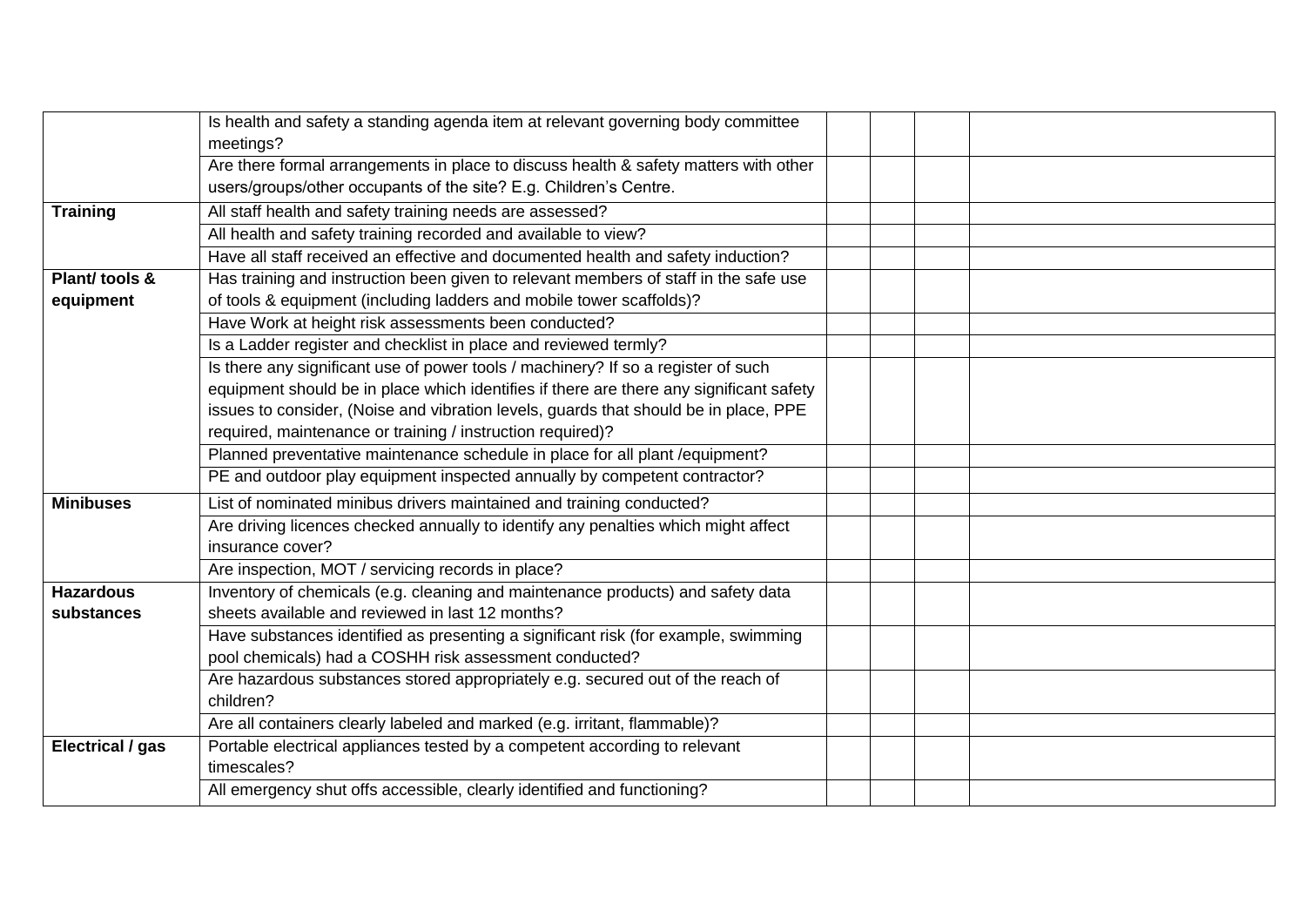| | | | | | |
|---|---|---|---|---|---|
| | Is health and safety a standing agenda item at relevant governing body committee meetings? | | | | |
| | Are there formal arrangements in place to discuss health & safety matters with other users/groups/other occupants of the site? E.g. Children's Centre. | | | | |
| **Training** | All staff health and safety training needs are assessed? | | | | |
| | All health and safety training recorded and available to view? | | | | |
| | Have all staff received an effective and documented health and safety induction? | | | | |
| **Plant/ tools & equipment** | Has training and instruction been given to relevant members of staff in the safe use of tools & equipment (including ladders and mobile tower scaffolds)? | | | | |
| | Have Work at height risk assessments been conducted? | | | | |
| | Is a Ladder register and checklist in place and reviewed termly? | | | | |
| | Is there any significant use of power tools / machinery? If so a register of such equipment should be in place which identifies if there are there any significant safety issues to consider, (Noise and vibration levels, guards that should be in place, PPE required, maintenance or training / instruction required)? | | | | |
| | Planned preventative maintenance schedule in place for all plant /equipment? | | | | |
| | PE and outdoor play equipment inspected annually by competent contractor? | | | | |
| **Minibuses** | List of nominated minibus drivers maintained and training conducted? | | | | |
| | Are driving licences checked annually to identify any penalties which might affect insurance cover? | | | | |
| | Are inspection, MOT / servicing records in place? | | | | |
| **Hazardous substances** | Inventory of chemicals (e.g. cleaning and maintenance products) and safety data sheets available and reviewed in last 12 months? | | | | |
| | Have substances identified as presenting a significant risk (for example, swimming pool chemicals) had a COSHH risk assessment conducted? | | | | |
| | Are hazardous substances stored appropriately e.g. secured out of the reach of children? | | | | |
| | Are all containers clearly labeled and marked (e.g. irritant, flammable)? | | | | |
| **Electrical / gas** | Portable electrical appliances tested by a competent according to relevant timescales? | | | | |
| | All emergency shut offs accessible, clearly identified and functioning? | | | | |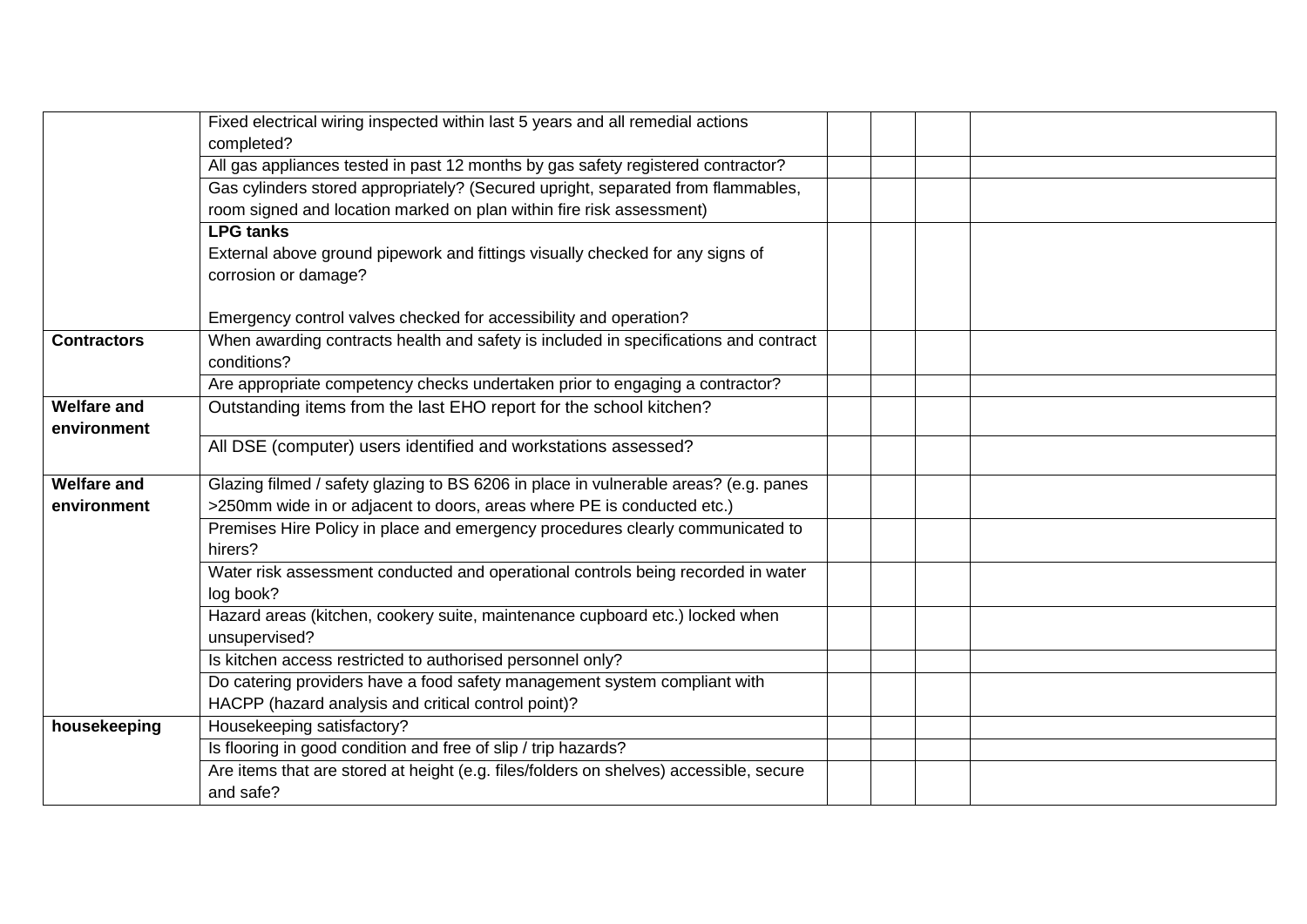| | | | | | |
|---|---|---|---|---|---|
| | Fixed electrical wiring inspected within last 5 years and all remedial actions completed? | | | | |
| | All gas appliances tested in past 12 months by gas safety registered contractor? | | | | |
| | Gas cylinders stored appropriately? (Secured upright, separated from flammables, room signed and location marked on plan within fire risk assessment) | | | | |
| | **LPG tanks**<br>External above ground pipework and fittings visually checked for any signs of corrosion or damage?<br><br>Emergency control valves checked for accessibility and operation? | | | | |
| **Contractors** | When awarding contracts health and safety is included in specifications and contract conditions? | | | | |
| | Are appropriate competency checks undertaken prior to engaging a contractor? | | | | |
| **Welfare and environment** | Outstanding items from the last EHO report for the school kitchen? | | | | |
| | All DSE (computer) users identified and workstations assessed? | | | | |
| **Welfare and environment** | Glazing filmed / safety glazing to BS 6206 in place in vulnerable areas? (e.g. panes >250mm wide in or adjacent to doors, areas where PE is conducted etc.) | | | | |
| | Premises Hire Policy in place and emergency procedures clearly communicated to hirers? | | | | |
| | Water risk assessment conducted and operational controls being recorded in water log book? | | | | |
| | Hazard areas (kitchen, cookery suite, maintenance cupboard etc.) locked when unsupervised? | | | | |
| | Is kitchen access restricted to authorised personnel only? | | | | |
| | Do catering providers have a food safety management system compliant with HACPP (hazard analysis and critical control point)? | | | | |
| **housekeeping** | Housekeeping satisfactory? | | | | |
| | Is flooring in good condition and free of slip / trip hazards? | | | | |
| | Are items that are stored at height (e.g. files/folders on shelves) accessible, secure and safe? | | | | |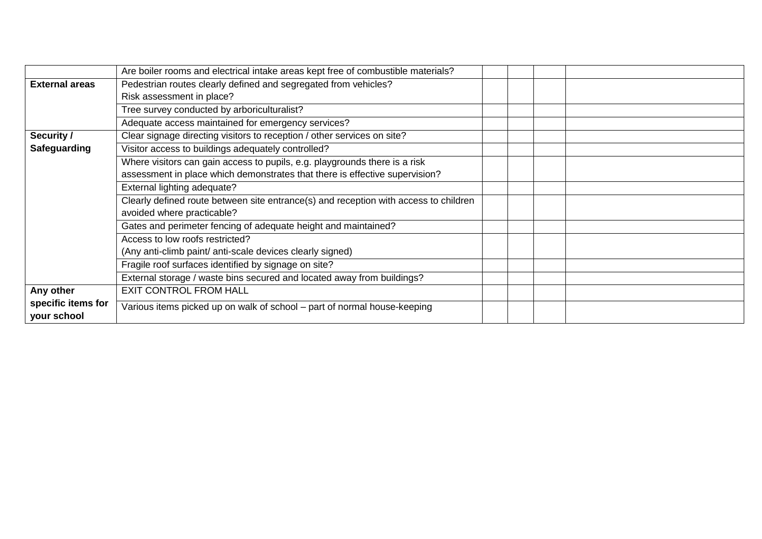| | | | | | |
|---|---|---|---|---|---|
| | Are boiler rooms and electrical intake areas kept free of combustible materials? | | | | |
| **External areas** | Pedestrian routes clearly defined and segregated from vehicles?<br>Risk assessment in place? | | | | |
| | Tree survey conducted by arboriculturalist? | | | | |
| | Adequate access maintained for emergency services? | | | | |
| **Security / Safeguarding** | Clear signage directing visitors to reception / other services on site? | | | | |
| | Visitor access to buildings adequately controlled? | | | | |
| | Where visitors can gain access to pupils, e.g. playgrounds there is a risk assessment in place which demonstrates that there is effective supervision? | | | | |
| | External lighting adequate? | | | | |
| | Clearly defined route between site entrance(s) and reception with access to children avoided where practicable? | | | | |
| | Gates and perimeter fencing of adequate height and maintained? | | | | |
| | Access to low roofs restricted?<br>(Any anti-climb paint/ anti-scale devices clearly signed) | | | | |
| | Fragile roof surfaces identified by signage on site? | | | | |
| | External storage / waste bins secured and located away from buildings? | | | | |
| **Any other specific items for your school** | EXIT CONTROL FROM HALL | | | | |
| | Various items picked up on walk of school – part of normal house-keeping | | | | |